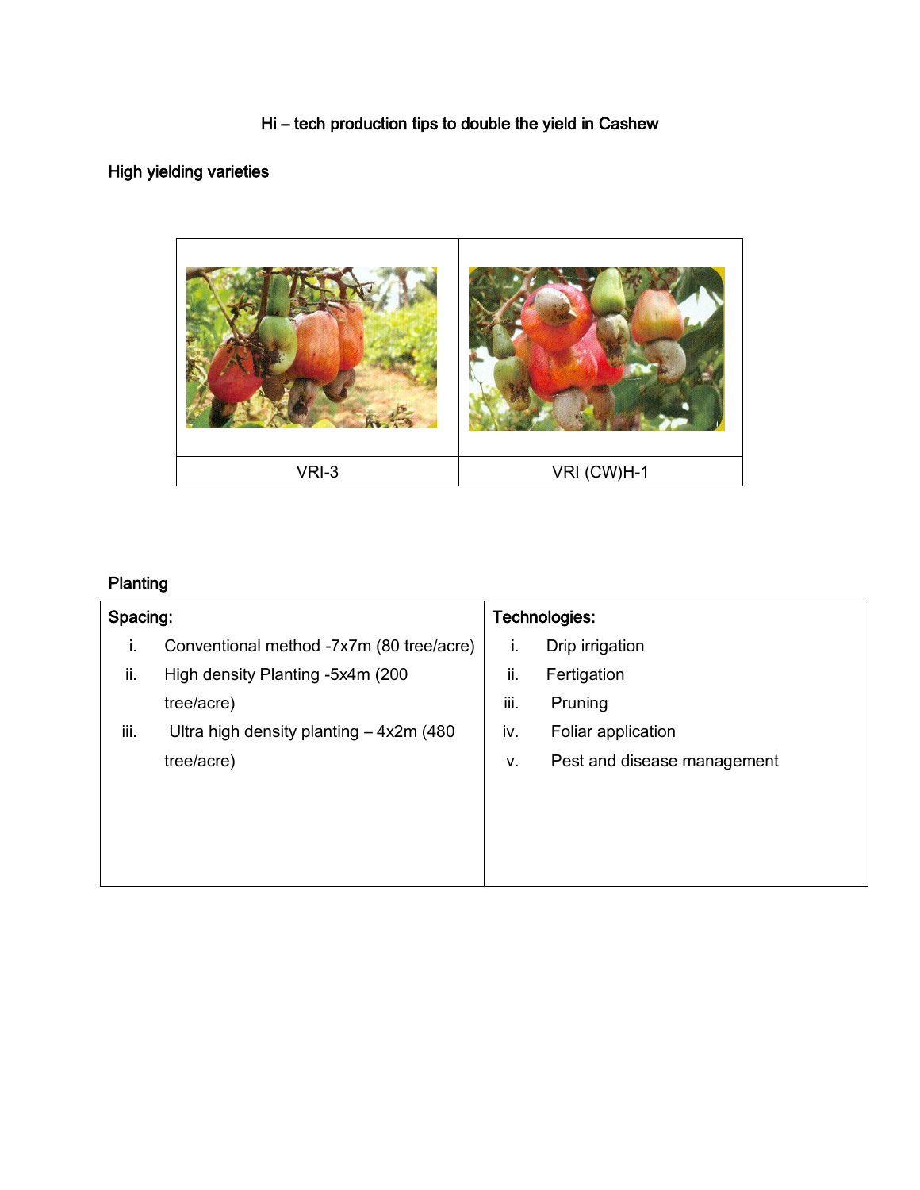# Hi – tech production tips to double the yield in Cashew

## High yielding varieties

| VRI-3 | VRI (CW)H-1 |
|---|---|

## Planting

| Spacing: | Technologies: |
|---|---|
| i. Conventional method -7x7m (80 tree/acre) | i. Drip irrigation |
| ii. High density Planting -5x4m (200 tree/acre) | ii. Fertigation |
| iii. Ultra high density planting – 4x2m (480 tree/acre) | iii. Pruning |
| | iv. Foliar application |
| | v. Pest and disease management |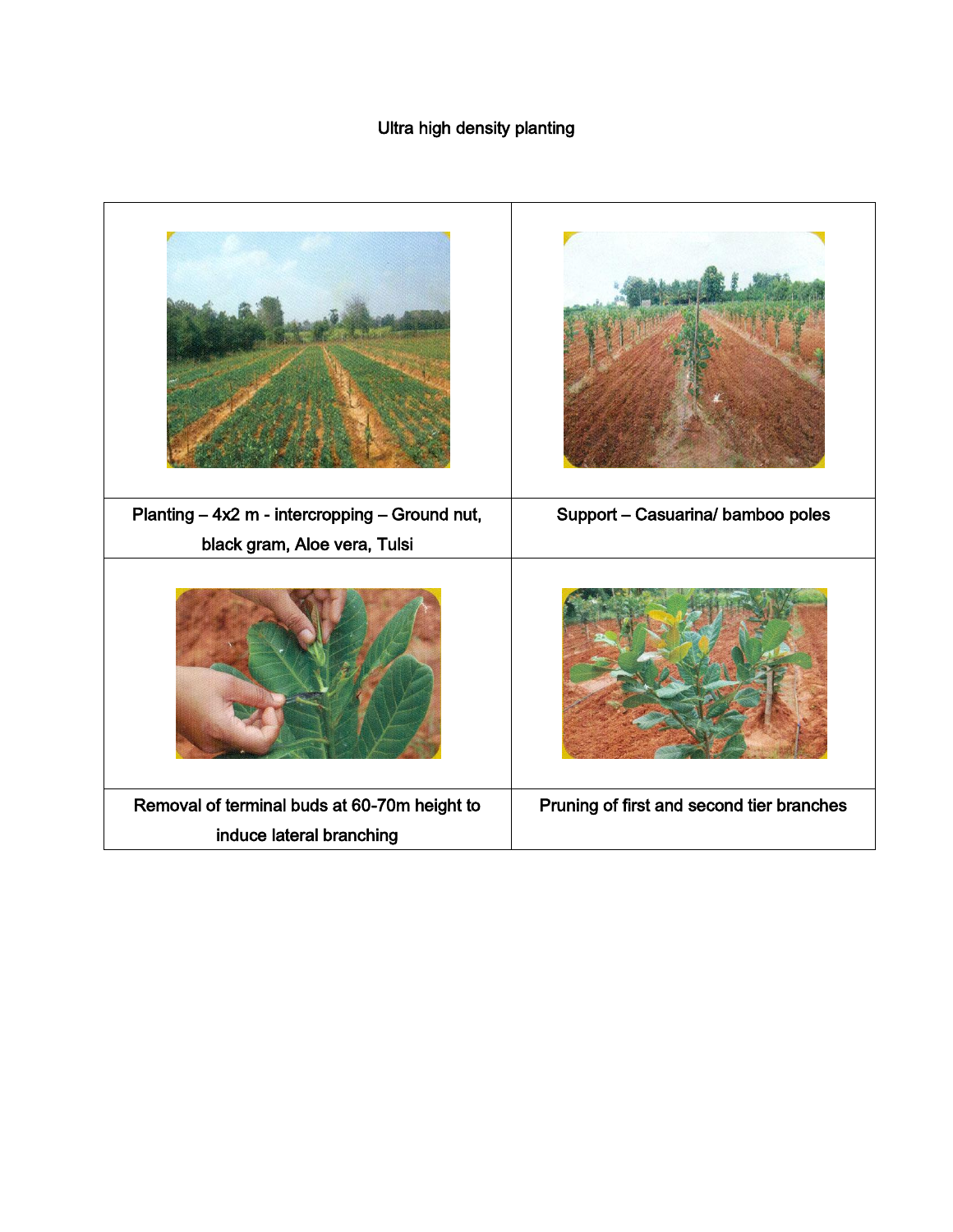# Ultra high density planting

| | |
|---|---|
| Planting – 4x2 m - intercropping – Ground nut, black gram, Aloe vera, Tulsi | Support – Casuarina/ bamboo poles |
| Removal of terminal buds at 60-70m height to induce lateral branching | Pruning of first and second tier branches |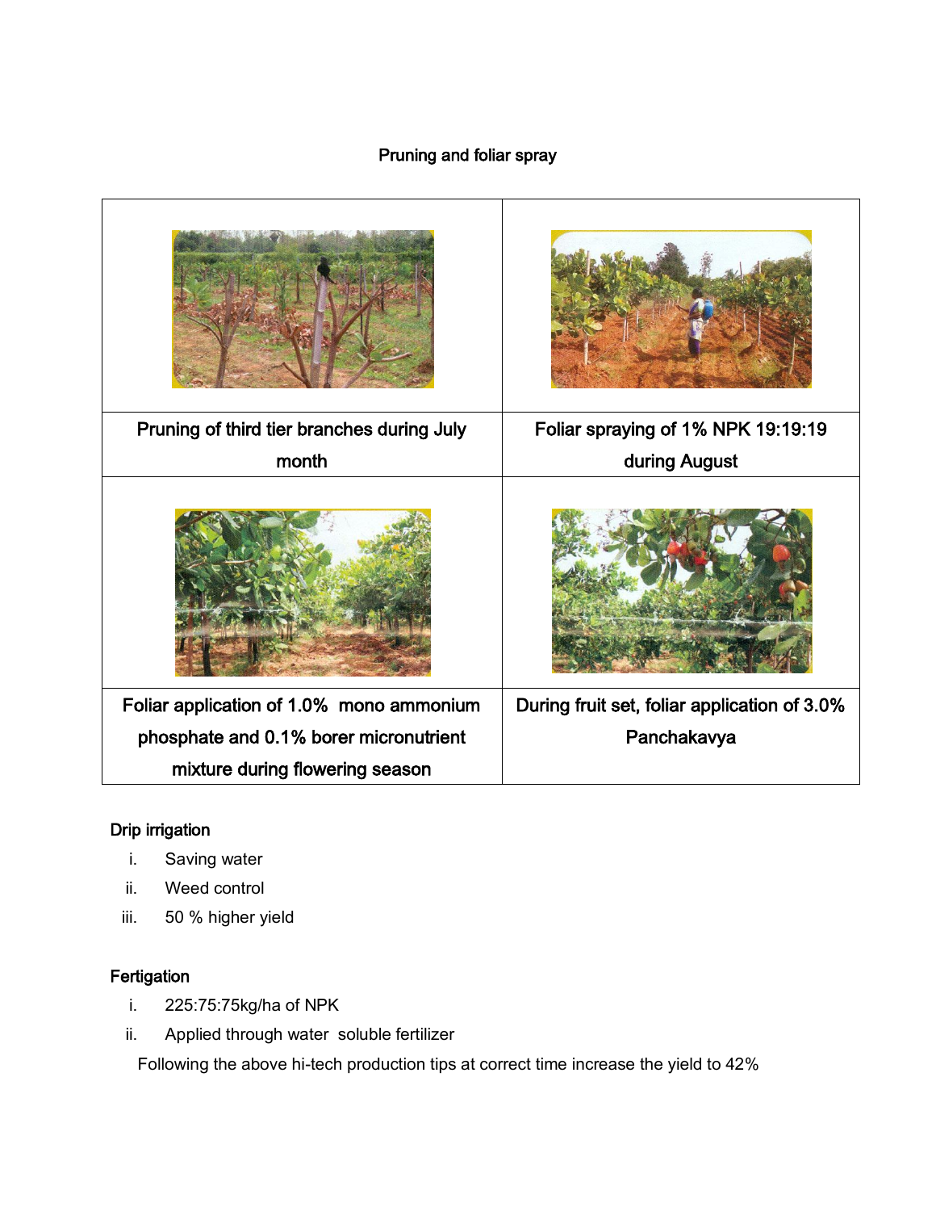Pruning and foliar spray

| Pruning of third tier branches during July month | Foliar spraying of 1% NPK 19:19:19 during August |
|---|---|
| Foliar application of 1.0% mono ammonium phosphate and 0.1% borer micronutrient mixture during flowering season | During fruit set, foliar application of 3.0% Panchakavya |

**Drip irrigation**

i. Saving water
ii. Weed control
iii. 50 % higher yield

**Fertigation**

i. 225:75:75kg/ha of NPK
ii. Applied through water soluble fertilizer

Following the above hi-tech production tips at correct time increase the yield to 42%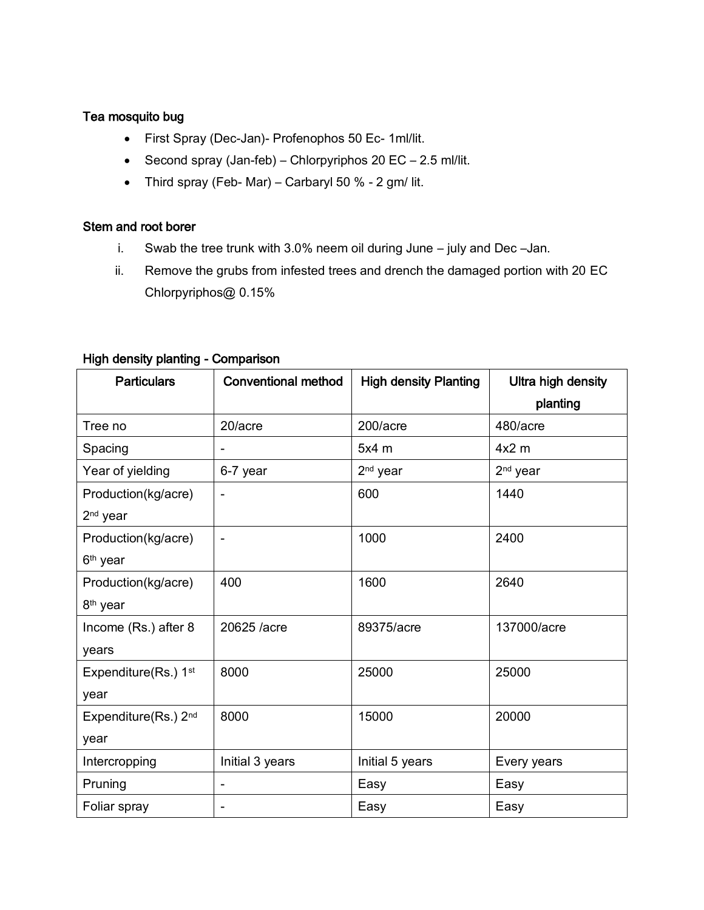**Tea mosquito bug**

- First Spray (Dec-Jan)- Profenophos 50 Ec- 1ml/lit.
- Second spray (Jan-feb) – Chlorpyriphos 20 EC – 2.5 ml/lit.
- Third spray (Feb- Mar) – Carbaryl 50 % - 2 gm/ lit.

**Stem and root borer**

i. Swab the tree trunk with 3.0% neem oil during June – july and Dec –Jan.
ii. Remove the grubs from infested trees and drench the damaged portion with 20 EC Chlorpyriphos@ 0.15%

**High density planting - Comparison**

| Particulars | Conventional method | High density Planting | Ultra high density planting |
|---|---|---|---|
| Tree no | 20/acre | 200/acre | 480/acre |
| Spacing | - | 5x4 m | 4x2 m |
| Year of yielding | 6-7 year | 2nd year | 2nd year |
| Production(kg/acre) 2nd year | - | 600 | 1440 |
| Production(kg/acre) 6th year | - | 1000 | 2400 |
| Production(kg/acre) 8th year | 400 | 1600 | 2640 |
| Income (Rs.) after 8 years | 20625 /acre | 89375/acre | 137000/acre |
| Expenditure(Rs.) 1st year | 8000 | 25000 | 25000 |
| Expenditure(Rs.) 2nd year | 8000 | 15000 | 20000 |
| Intercropping | Initial 3 years | Initial 5 years | Every years |
| Pruning | - | Easy | Easy |
| Foliar spray | - | Easy | Easy |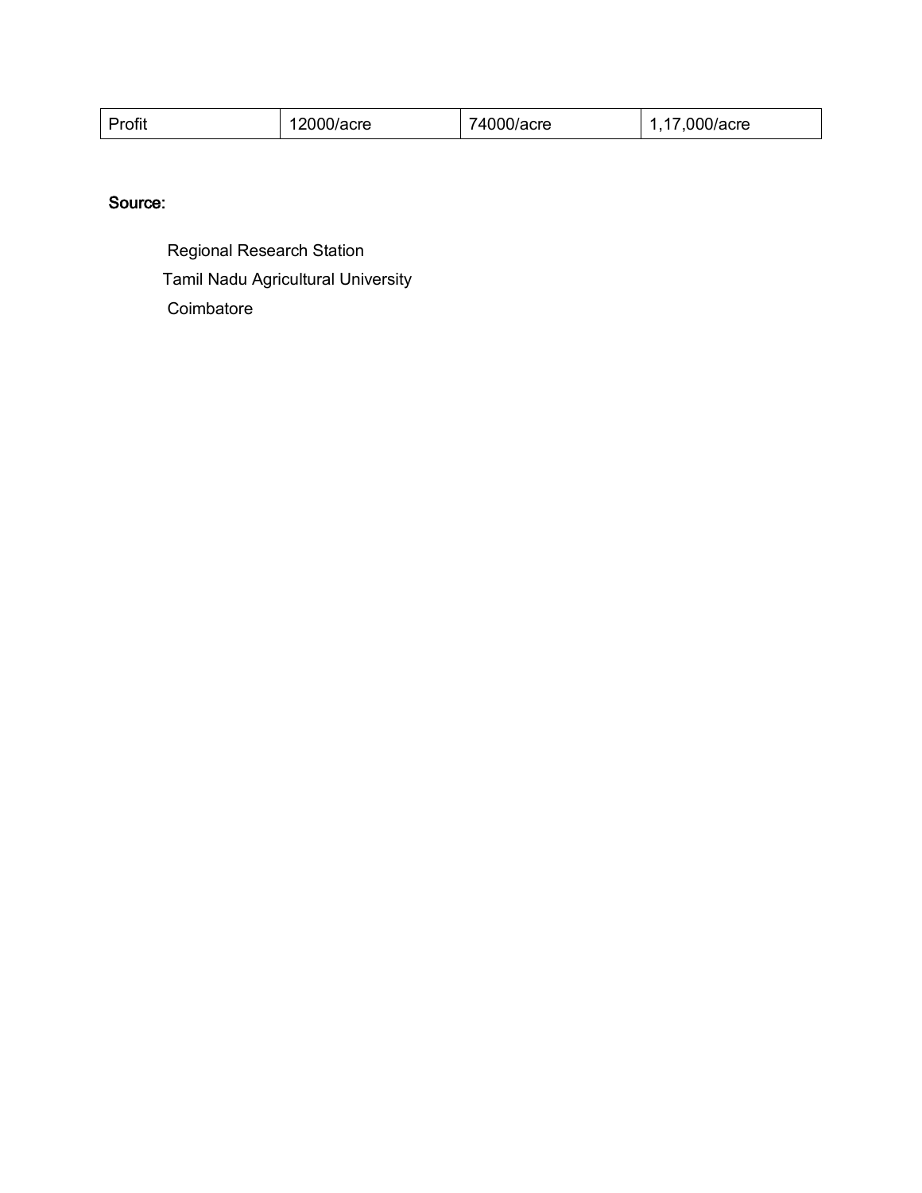| | | | |
|---|---|---|---|
| Profit | 12000/acre | 74000/acre | 1,17,000/acre |

**Source:**

Regional Research Station
Tamil Nadu Agricultural University
Coimbatore